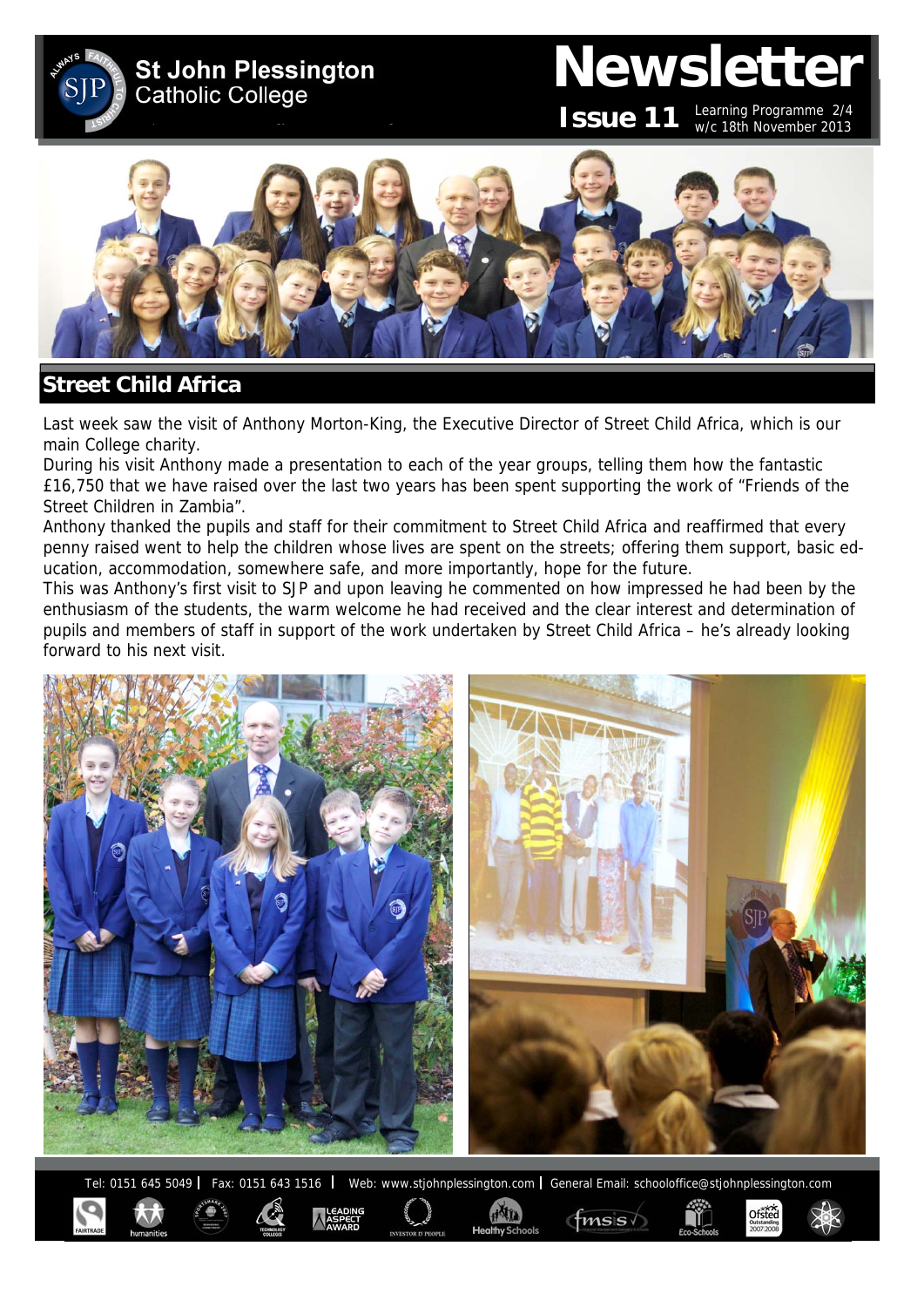# St John Plessington Catholic College

# Newsletter

**Issue 11** Learning Programme 2/4 w/c 18th November 2013

## Street Child Africa

Last week saw the visit of Anthony Morton-King, the Executive Director of Street Child Africa, which is our main College charity.

During his visit Anthony made a presentation to each of the year groups, telling them how the fantastic £16,750 that we have raised over the last two years has been spent supporting the work of "Friends of the Street Children in Zambia".

Anthony thanked the pupils and staff for their commitment to Street Child Africa and reaffirmed that every penny raised went to help the children whose lives are spent on the streets; offering them support, basic education, accommodation, somewhere safe, and more importantly, hope for the future.

This was Anthony's first visit to SJP and upon leaving he commented on how impressed he had been by the enthusiasm of the students, the warm welcome he had received and the clear interest and determination of pupils and members of staff in support of the work undertaken by Street Child Africa – he's already looking forward to his next visit.

Tel: 0151 645 5049 | Fax: 0151 643 1516 | Web: www.stjohnplessington.com | General Email: schooloffice@stjohnplessington.com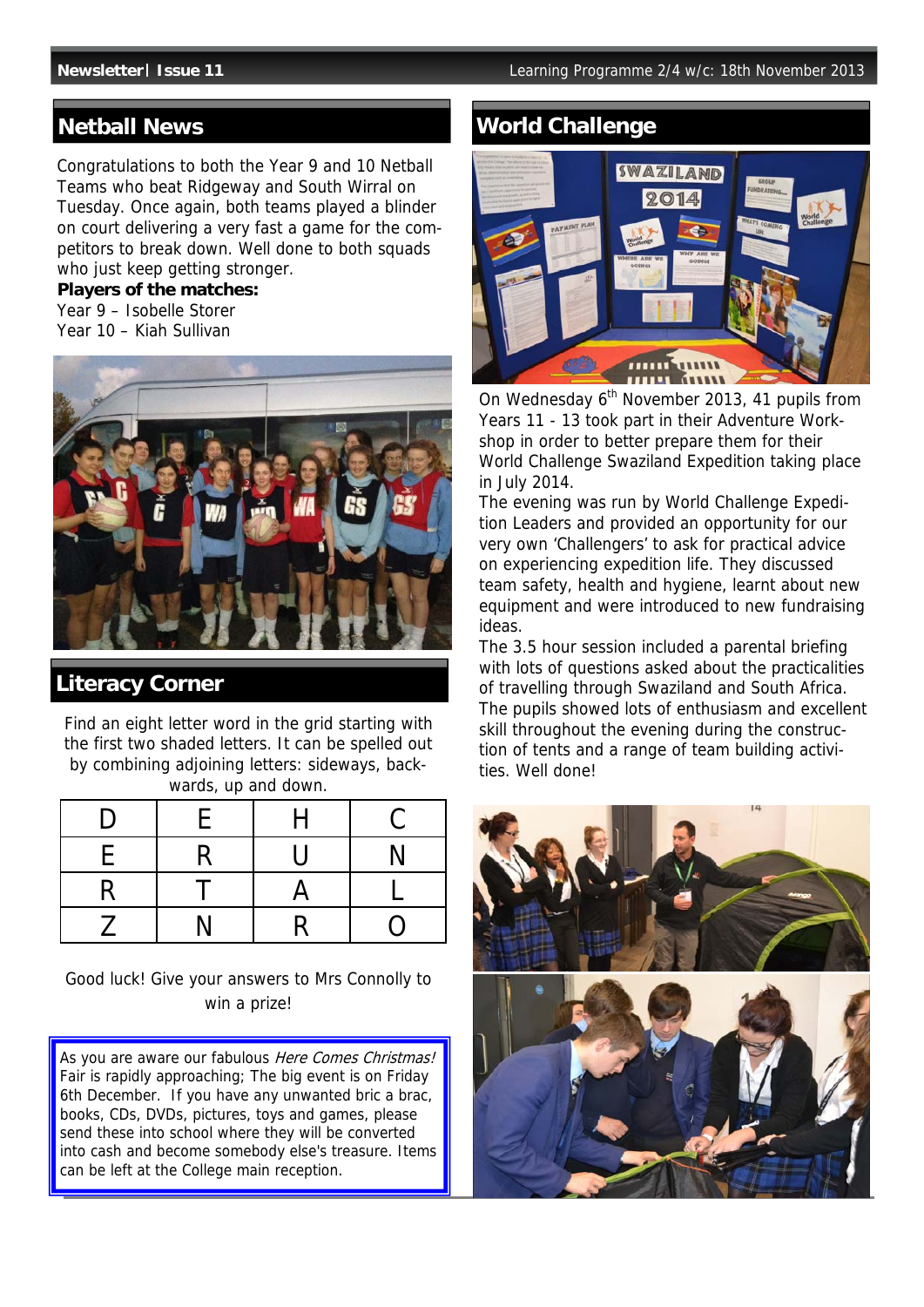## Netball News

Congratulations to both the Year 9 and 10 Netball Teams who beat Ridgeway and South Wirral on Tuesday. Once again, both teams played a blinder on court delivering a very fast a game for the competitors to break down. Well done to both squads who just keep getting stronger.

**Players of the matches:**

Year 9 – Isobelle Storer
Year 10 – Kiah Sullivan

## Literacy Corner

Find an eight letter word in the grid starting with the first two shaded letters. It can be spelled out by combining adjoining letters: sideways, backwards, up and down.

| D | E | H | C |
|---|---|---|---|
| E | R | U | N |
| R | T | A | L |
| Z | N | R | O |

Good luck! Give your answers to Mrs Connolly to win a prize!

As you are aware our fabulous *Here Comes Christmas!* Fair is rapidly approaching; The big event is on Friday 6th December. If you have any unwanted bric a brac, books, CDs, DVDs, pictures, toys and games, please send these into school where they will be converted into cash and become somebody else's treasure. Items can be left at the College main reception.

## World Challenge

On Wednesday 6th November 2013, 41 pupils from Years 11 - 13 took part in their Adventure Workshop in order to better prepare them for their World Challenge Swaziland Expedition taking place in July 2014.

The evening was run by World Challenge Expedition Leaders and provided an opportunity for our very own 'Challengers' to ask for practical advice on experiencing expedition life. They discussed team safety, health and hygiene, learnt about new equipment and were introduced to new fundraising ideas.

The 3.5 hour session included a parental briefing with lots of questions asked about the practicalities of travelling through Swaziland and South Africa. The pupils showed lots of enthusiasm and excellent skill throughout the evening during the construction of tents and a range of team building activities. Well done!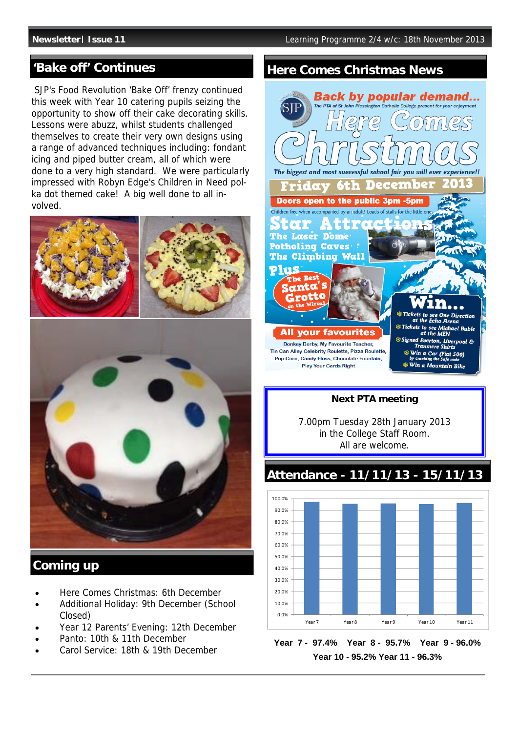## 'Bake off' Continues

SJP's Food Revolution 'Bake Off' frenzy continued this week with Year 10 catering pupils seizing the opportunity to show off their cake decorating skills. Lessons were abuzz, whilst students challenged themselves to create their very own designs using a range of advanced techniques including: fondant icing and piped butter cream, all of which were done to a very high standard. We were particularly impressed with Robyn Edge's Children in Need polka dot themed cake! A big well done to all involved.

## Coming up

- Here Comes Christmas: 6th December
- Additional Holiday: 9th December (School Closed)
- Year 12 Parents' Evening: 12th December
- Panto: 10th & 11th December
- Carol Service: 18th & 19th December

## Here Comes Christmas News

**Back by popular demand...**

The PTA of St John Plessington Catholic College present for your enjoyment

**Here Comes Christmas**

The biggest and most successful school fair you will ever experience!!

**Friday 6th December 2013**

**Doors open to the public 3pm -5pm**

Children free when accompanied by an adult! Loads of stalls for the little ones

**Star Attractions**

The Laser Dome
Potholing Caves
The Climbing Wall

**Plus**

The Best Santa's Grotto on the Wirral

**All your favourites**

Donkey Derby, My Favourite Teacher, Tin Can Alley Celebrity Roulette, Pizza Roulette, Pop Corn, Candy Floss, Chocolate Fountain, Play Your Cards Right

**Win...**

- Tickets to see One Direction at the Echo Arena
- Tickets to see Michael Buble at the MEN
- Signed Everton, Liverpool & Tranmere Shirts
- Win a Car (Fiat 500) by cracking the Safe code
- Win a Mountain Bike

**Next PTA meeting**

7.00pm Tuesday 28th January 2013
in the College Staff Room.
All are welcome.

## Attendance - 11/11/13 - 15/11/13

| Year | Attendance |
| --- | --- |
| Year 7 | 97.4% |
| Year 8 | 95.7% |
| Year 9 | 96.0% |
| Year 10 | 95.2% |
| Year 11 | 96.3% |

**Year 7 - 97.4% Year 8 - 95.7% Year 9 - 96.0%**
**Year 10 - 95.2% Year 11 - 96.3%**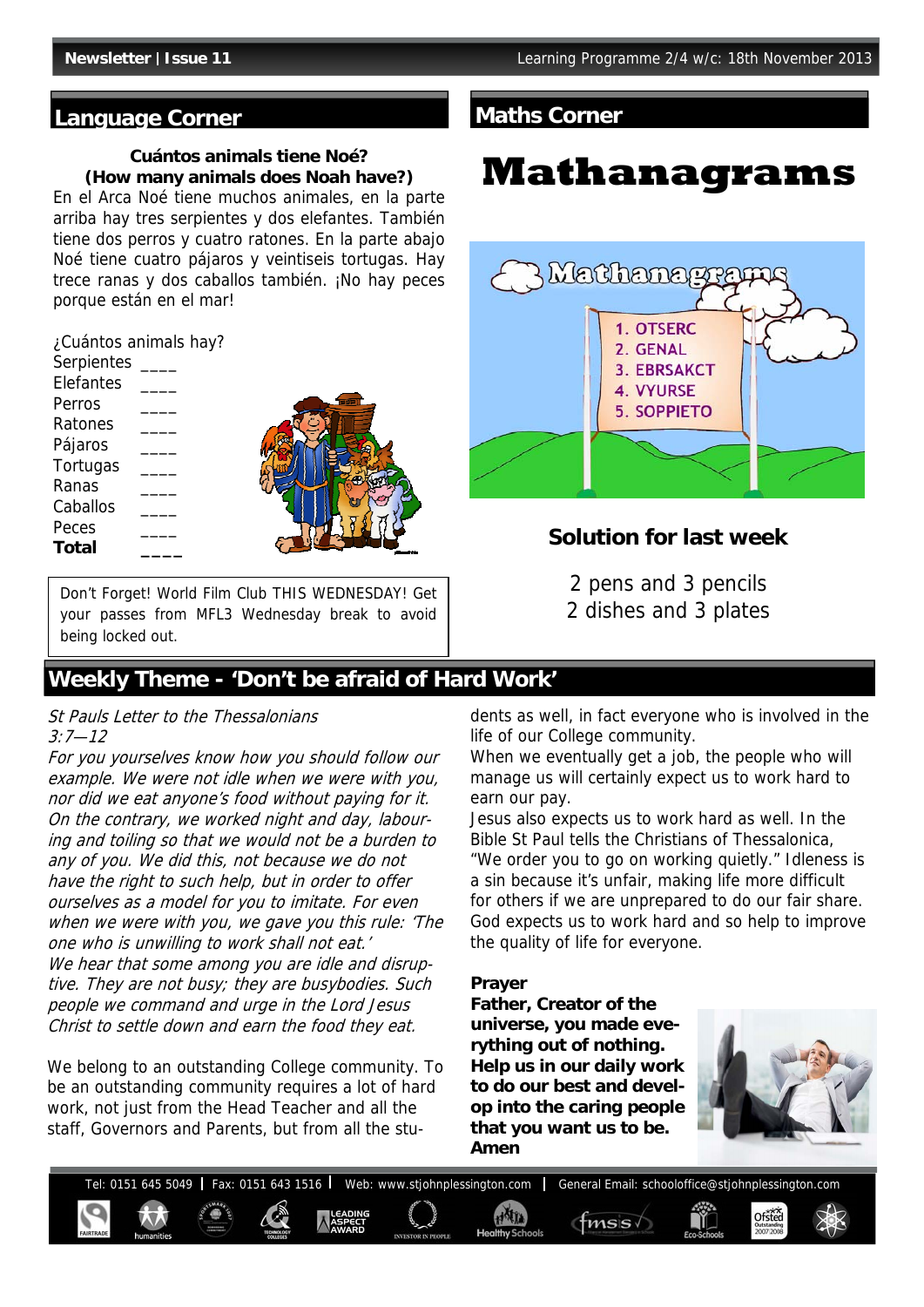## Language Corner

**Cuántos animals tiene Noé?**
**(How many animals does Noah have?)**

En el Arca Noé tiene muchos animales, en la parte arriba hay tres serpientes y dos elefantes. También tiene dos perros y cuatro ratones. En la parte abajo Noé tiene cuatro pájaros y veintiseis tortugas. Hay trece ranas y dos caballos también. ¡No hay peces porque están en el mar!

¿Cuántos animals hay?

Serpientes ____
Elefantes ____
Perros ____
Ratones ____
Pájaros ____
Tortugas ____
Ranas ____
Caballos ____
Peces ____
**Total ____**

Don't Forget! World Film Club THIS WEDNESDAY! Get your passes from MFL3 Wednesday break to avoid being locked out.

## Maths Corner

# Mathanagrams

Mathanagrams

1. OTSERC
2. GENAL
3. EBRSAKCT
4. VYURSE
5. SOPPIETO

### Solution for last week

2 pens and 3 pencils
2 dishes and 3 plates

## Weekly Theme - 'Don't be afraid of Hard Work'

*St Pauls Letter to the Thessalonians*
*3:7—12*

*For you yourselves know how you should follow our example. We were not idle when we were with you, nor did we eat anyone's food without paying for it. On the contrary, we worked night and day, labouring and toiling so that we would not be a burden to any of you. We did this, not because we do not have the right to such help, but in order to offer ourselves as a model for you to imitate. For even when we were with you, we gave you this rule: 'The one who is unwilling to work shall not eat.'*
*We hear that some among you are idle and disruptive. They are not busy; they are busybodies. Such people we command and urge in the Lord Jesus Christ to settle down and earn the food they eat.*

We belong to an outstanding College community. To be an outstanding community requires a lot of hard work, not just from the Head Teacher and all the staff, Governors and Parents, but from all the students as well, in fact everyone who is involved in the life of our College community.

When we eventually get a job, the people who will manage us will certainly expect us to work hard to earn our pay.

Jesus also expects us to work hard as well. In the Bible St Paul tells the Christians of Thessalonica, "We order you to go on working quietly." Idleness is a sin because it's unfair, making life more difficult for others if we are unprepared to do our fair share. God expects us to work hard and so help to improve the quality of life for everyone.

**Prayer**

**Father, Creator of the universe, you made everything out of nothing. Help us in our daily work to do our best and develop into the caring people that you want us to be.**
**Amen**